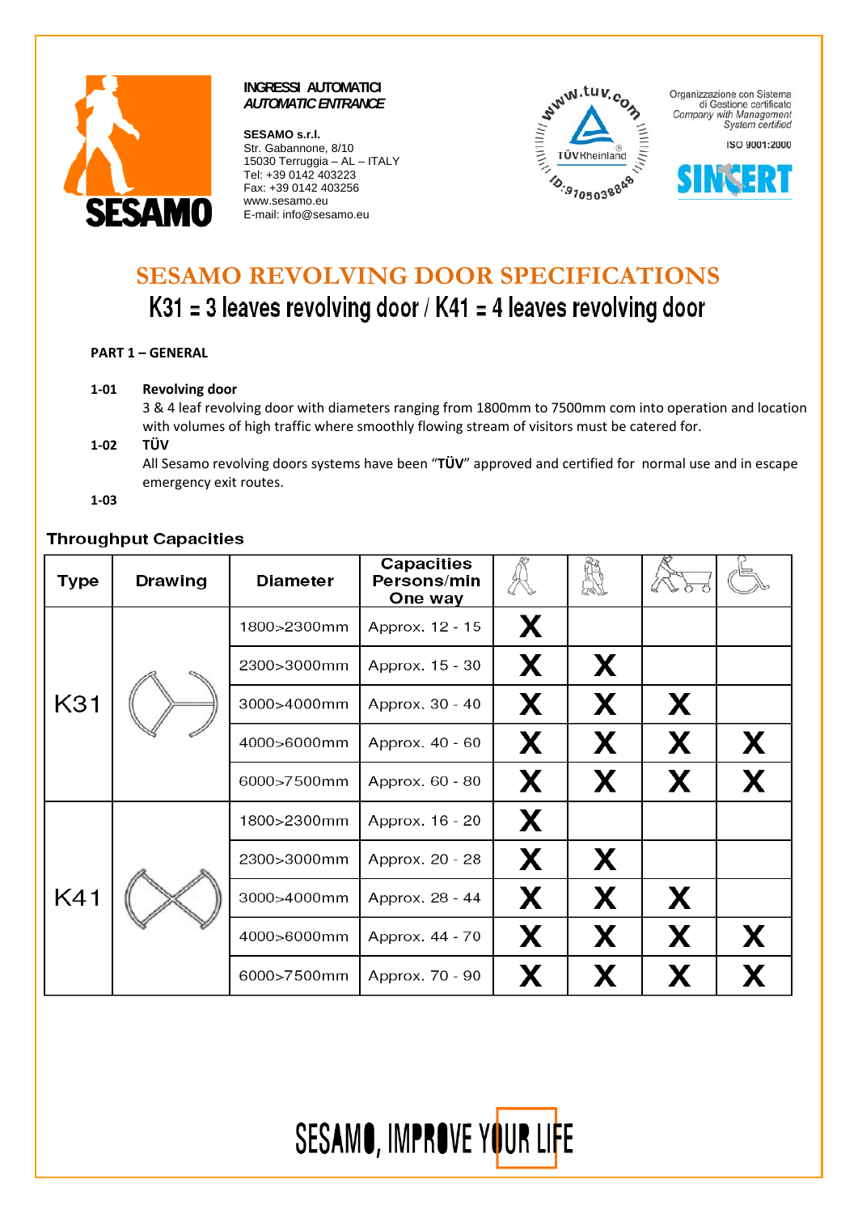INGRESSI AUTOMATICI
*AUTOMATIC ENTRANCE*

**SESAMO s.r.l.**
Str. Gabannone, 8/10
15030 Terruggia – AL – ITALY
Tel: +39 0142 403223
Fax: +39 0142 403256
www.sesamo.eu
E-mail: info@sesamo.eu

Organizzazione con Sistema di Gestione certificato
*Company with Management System certified*

ISO 9001:2000

# SESAMO REVOLVING DOOR SPECIFICATIONS

## K31 = 3 leaves revolving door / K41 = 4 leaves revolving door

**PART 1 – GENERAL**

**1-01 Revolving door**

3 & 4 leaf revolving door with diameters ranging from 1800mm to 7500mm com into operation and location with volumes of high traffic where smoothly flowing stream of visitors must be catered for.

**1-02 TÜV**

All Sesamo revolving doors systems have been "**TÜV**" approved and certified for normal use and in escape emergency exit routes.

**1-03**

### Throughput Capacities

| Type | Drawing | Diameter | Capacities Persons/min One way | Pedestrian | Pedestrian with luggage | Pedestrian with trolley | Wheelchair |
|---|---|---|---|---|---|---|---|
| K31 | | 1800>2300mm | Approx. 12 - 15 | X | | | |
| | | 2300>3000mm | Approx. 15 - 30 | X | X | | |
| | | 3000>4000mm | Approx. 30 - 40 | X | X | X | |
| | | 4000>6000mm | Approx. 40 - 60 | X | X | X | X |
| | | 6000>7500mm | Approx. 60 - 80 | X | X | X | X |
| K41 | | 1800>2300mm | Approx. 16 - 20 | X | | | |
| | | 2300>3000mm | Approx. 20 - 28 | X | X | | |
| | | 3000>4000mm | Approx. 28 - 44 | X | X | X | |
| | | 4000>6000mm | Approx. 44 - 70 | X | X | X | X |
| | | 6000>7500mm | Approx. 70 - 90 | X | X | X | X |

SESAMO, IMPROVE YOUR LIFE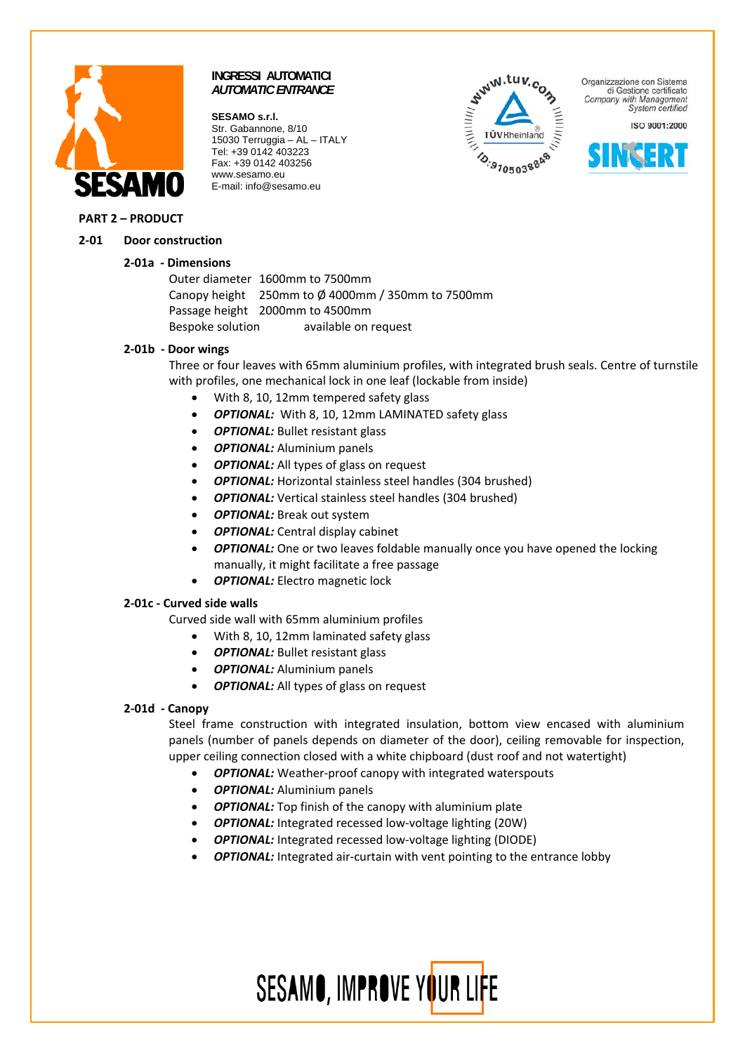**INGRESSI AUTOMATICI**
***AUTOMATIC ENTRANCE***

**SESAMO s.r.l.**
Str. Gabannone, 8/10
15030 Terruggia – AL – ITALY
Tel: +39 0142 403223
Fax: +39 0142 403256
www.sesamo.eu
E-mail: info@sesamo.eu

Organizzazione con Sistema di Gestione certificato
*Company with Management System certified*

ISO 9001:2000

## PART 2 – PRODUCT

### 2-01 Door construction

#### 2-01a - Dimensions

Outer diameter 1600mm to 7500mm
Canopy height 250mm to Ø 4000mm / 350mm to 7500mm
Passage height 2000mm to 4500mm
Bespoke solution available on request

#### 2-01b - Door wings

Three or four leaves with 65mm aluminium profiles, with integrated brush seals. Centre of turnstile with profiles, one mechanical lock in one leaf (lockable from inside)

- With 8, 10, 12mm tempered safety glass
- ***OPTIONAL:*** With 8, 10, 12mm LAMINATED safety glass
- ***OPTIONAL:*** Bullet resistant glass
- ***OPTIONAL:*** Aluminium panels
- ***OPTIONAL:*** All types of glass on request
- ***OPTIONAL:*** Horizontal stainless steel handles (304 brushed)
- ***OPTIONAL:*** Vertical stainless steel handles (304 brushed)
- ***OPTIONAL:*** Break out system
- ***OPTIONAL:*** Central display cabinet
- ***OPTIONAL:*** One or two leaves foldable manually once you have opened the locking manually, it might facilitate a free passage
- ***OPTIONAL:*** Electro magnetic lock

#### 2-01c - Curved side walls

Curved side wall with 65mm aluminium profiles

- With 8, 10, 12mm laminated safety glass
- ***OPTIONAL:*** Bullet resistant glass
- ***OPTIONAL:*** Aluminium panels
- ***OPTIONAL:*** All types of glass on request

#### 2-01d - Canopy

Steel frame construction with integrated insulation, bottom view encased with aluminium panels (number of panels depends on diameter of the door), ceiling removable for inspection, upper ceiling connection closed with a white chipboard (dust roof and not watertight)

- ***OPTIONAL:*** Weather-proof canopy with integrated waterspouts
- ***OPTIONAL:*** Aluminium panels
- ***OPTIONAL:*** Top finish of the canopy with aluminium plate
- ***OPTIONAL:*** Integrated recessed low-voltage lighting (20W)
- ***OPTIONAL:*** Integrated recessed low-voltage lighting (DIODE)
- ***OPTIONAL:*** Integrated air-curtain with vent pointing to the entrance lobby

SESAMO, IMPROVE YOUR LIFE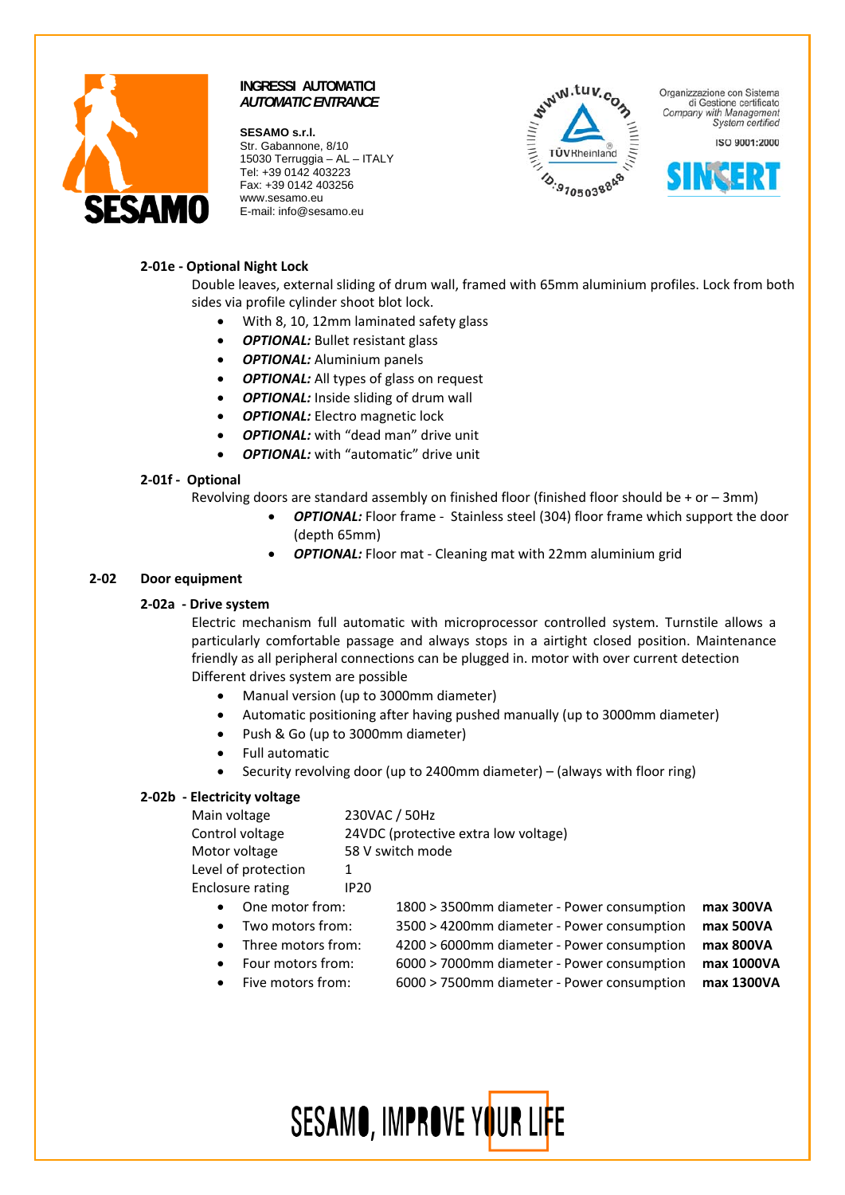#### 2-01e - Optional Night Lock

Double leaves, external sliding of drum wall, framed with 65mm aluminium profiles. Lock from both sides via profile cylinder shoot blot lock.

- With 8, 10, 12mm laminated safety glass
- ***OPTIONAL:*** Bullet resistant glass
- ***OPTIONAL:*** Aluminium panels
- ***OPTIONAL:*** All types of glass on request
- ***OPTIONAL:*** Inside sliding of drum wall
- ***OPTIONAL:*** Electro magnetic lock
- ***OPTIONAL:*** with “dead man” drive unit
- ***OPTIONAL:*** with “automatic” drive unit

#### 2-01f - Optional

Revolving doors are standard assembly on finished floor (finished floor should be + or – 3mm)

- ***OPTIONAL:*** Floor frame - Stainless steel (304) floor frame which support the door (depth 65mm)
- ***OPTIONAL:*** Floor mat - Cleaning mat with 22mm aluminium grid

### 2-02 Door equipment

#### 2-02a - Drive system

Electric mechanism full automatic with microprocessor controlled system. Turnstile allows a particularly comfortable passage and always stops in a airtight closed position. Maintenance friendly as all peripheral connections can be plugged in. motor with over current detection

Different drives system are possible

- Manual version (up to 3000mm diameter)
- Automatic positioning after having pushed manually (up to 3000mm diameter)
- Push & Go (up to 3000mm diameter)
- Full automatic
- Security revolving door (up to 2400mm diameter) – (always with floor ring)

#### 2-02b - Electricity voltage

| | |
|---|---|
| Main voltage | 230VAC / 50Hz |
| Control voltage | 24VDC (protective extra low voltage) |
| Motor voltage | 58 V switch mode |
| Level of protection | 1 |
| Enclosure rating | IP20 |

- One motor from: 1800 > 3500mm diameter - Power consumption **max 300VA**
- Two motors from: 3500 > 4200mm diameter - Power consumption **max 500VA**
- Three motors from: 4200 > 6000mm diameter - Power consumption **max 800VA**
- Four motors from: 6000 > 7000mm diameter - Power consumption **max 1000VA**
- Five motors from: 6000 > 7500mm diameter - Power consumption **max 1300VA**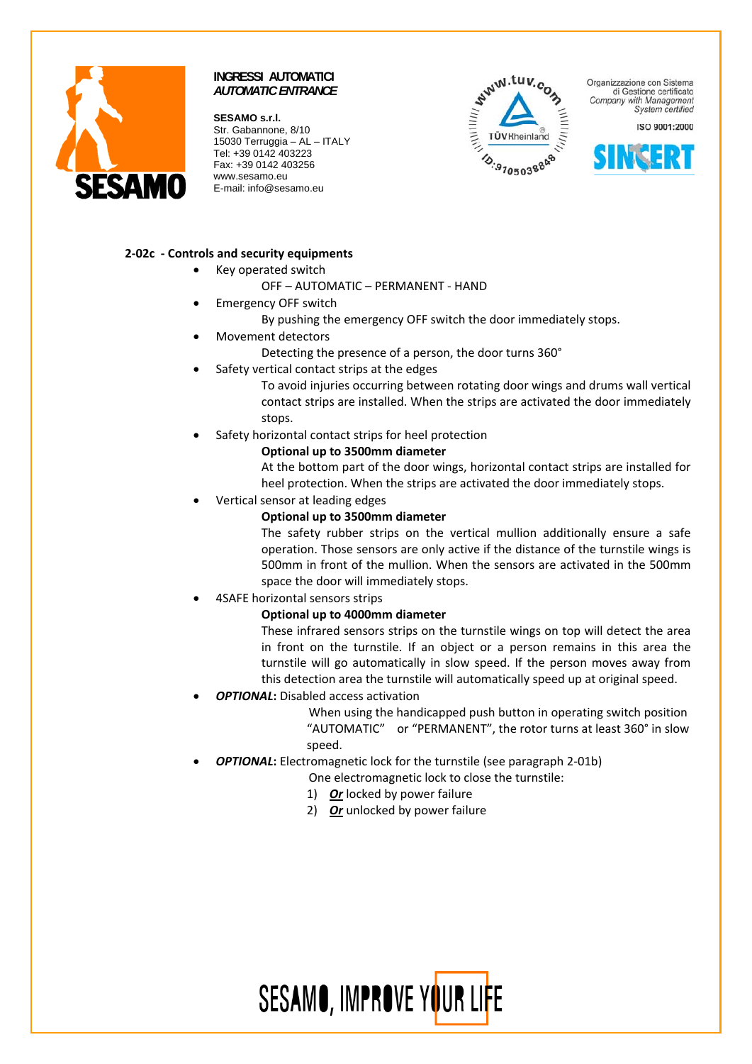**2-02c - Controls and security equipments**

- Key operated switch

  OFF – AUTOMATIC – PERMANENT - HAND

- Emergency OFF switch

  By pushing the emergency OFF switch the door immediately stops.

- Movement detectors

  Detecting the presence of a person, the door turns 360°

- Safety vertical contact strips at the edges

  To avoid injuries occurring between rotating door wings and drums wall vertical contact strips are installed. When the strips are activated the door immediately stops.

- Safety horizontal contact strips for heel protection

  **Optional up to 3500mm diameter**

  At the bottom part of the door wings, horizontal contact strips are installed for heel protection. When the strips are activated the door immediately stops.

- Vertical sensor at leading edges

  **Optional up to 3500mm diameter**

  The safety rubber strips on the vertical mullion additionally ensure a safe operation. Those sensors are only active if the distance of the turnstile wings is 500mm in front of the mullion. When the sensors are activated in the 500mm space the door will immediately stops.

- 4SAFE horizontal sensors strips

  **Optional up to 4000mm diameter**

  These infrared sensors strips on the turnstile wings on top will detect the area in front on the turnstile. If an object or a person remains in this area the turnstile will go automatically in slow speed. If the person moves away from this detection area the turnstile will automatically speed up at original speed.

- ***OPTIONAL*:** Disabled access activation

  When using the handicapped push button in operating switch position "AUTOMATIC" or "PERMANENT", the rotor turns at least 360° in slow speed.

- ***OPTIONAL*:** Electromagnetic lock for the turnstile (see paragraph 2-01b)

  One electromagnetic lock to close the turnstile:

  1) ***Or*** locked by power failure
  2) ***Or*** unlocked by power failure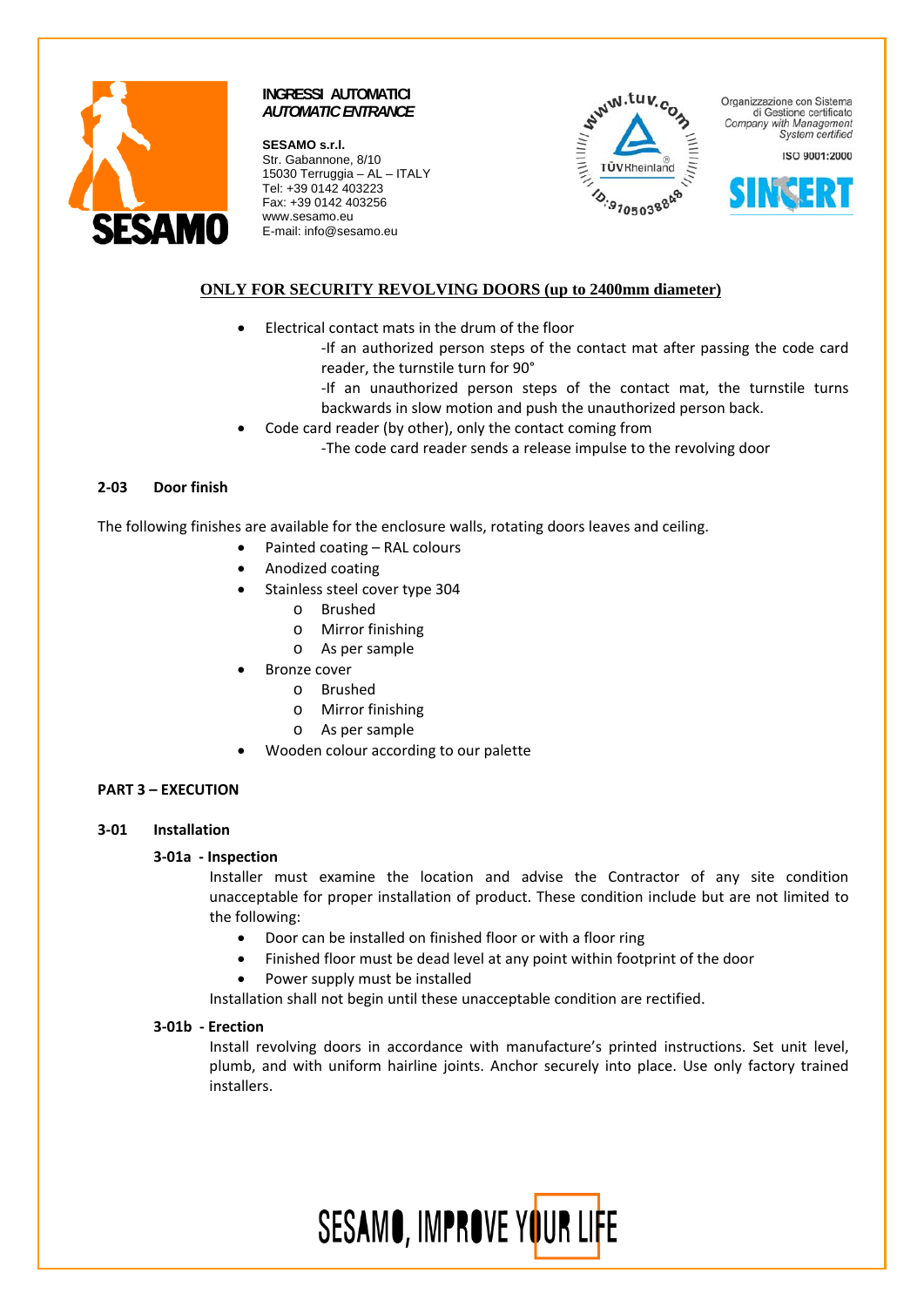**ONLY FOR SECURITY REVOLVING DOORS (up to 2400mm diameter)**

- Electrical contact mats in the drum of the floor
  - -If an authorized person steps of the contact mat after passing the code card reader, the turnstile turn for 90°
  - -If an unauthorized person steps of the contact mat, the turnstile turns backwards in slow motion and push the unauthorized person back.
- Code card reader (by other), only the contact coming from
  - -The code card reader sends a release impulse to the revolving door

### 2-03 Door finish

The following finishes are available for the enclosure walls, rotating doors leaves and ceiling.

- Painted coating – RAL colours
- Anodized coating
- Stainless steel cover type 304
  - Brushed
  - Mirror finishing
  - As per sample
- Bronze cover
  - Brushed
  - Mirror finishing
  - As per sample
- Wooden colour according to our palette

## PART 3 – EXECUTION

### 3-01 Installation

#### 3-01a - Inspection

Installer must examine the location and advise the Contractor of any site condition unacceptable for proper installation of product. These condition include but are not limited to the following:

- Door can be installed on finished floor or with a floor ring
- Finished floor must be dead level at any point within footprint of the door
- Power supply must be installed

Installation shall not begin until these unacceptable condition are rectified.

#### 3-01b - Erection

Install revolving doors in accordance with manufacture's printed instructions. Set unit level, plumb, and with uniform hairline joints. Anchor securely into place. Use only factory trained installers.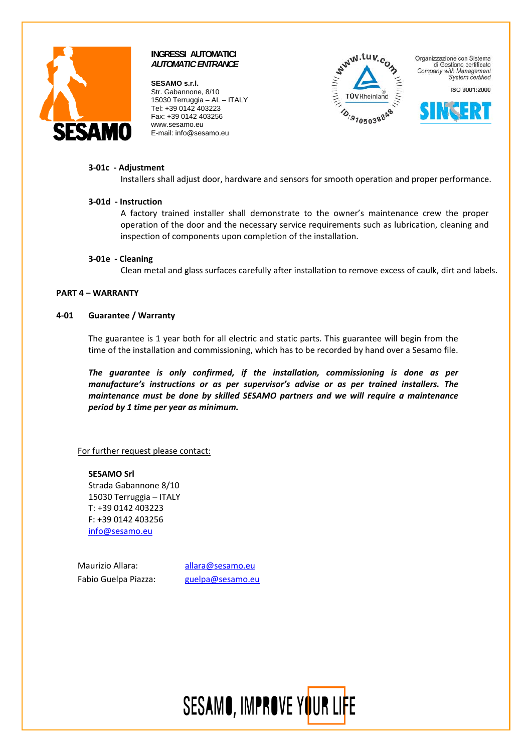**3-01c - Adjustment**

Installers shall adjust door, hardware and sensors for smooth operation and proper performance.

**3-01d - Instruction**

A factory trained installer shall demonstrate to the owner's maintenance crew the proper operation of the door and the necessary service requirements such as lubrication, cleaning and inspection of components upon completion of the installation.

**3-01e - Cleaning**

Clean metal and glass surfaces carefully after installation to remove excess of caulk, dirt and labels.

## PART 4 – WARRANTY

### 4-01 Guarantee / Warranty

The guarantee is 1 year both for all electric and static parts. This guarantee will begin from the time of the installation and commissioning, which has to be recorded by hand over a Sesamo file.

***The guarantee is only confirmed, if the installation, commissioning is done as per manufacture's instructions or as per supervisor's advise or as per trained installers. The maintenance must be done by skilled SESAMO partners and we will require a maintenance period by 1 time per year as minimum.***

For further request please contact:

**SESAMO Srl**
Strada Gabannone 8/10
15030 Terruggia – ITALY
T: +39 0142 403223
F: +39 0142 403256
info@sesamo.eu

Maurizio Allara: allara@sesamo.eu
Fabio Guelpa Piazza: guelpa@sesamo.eu